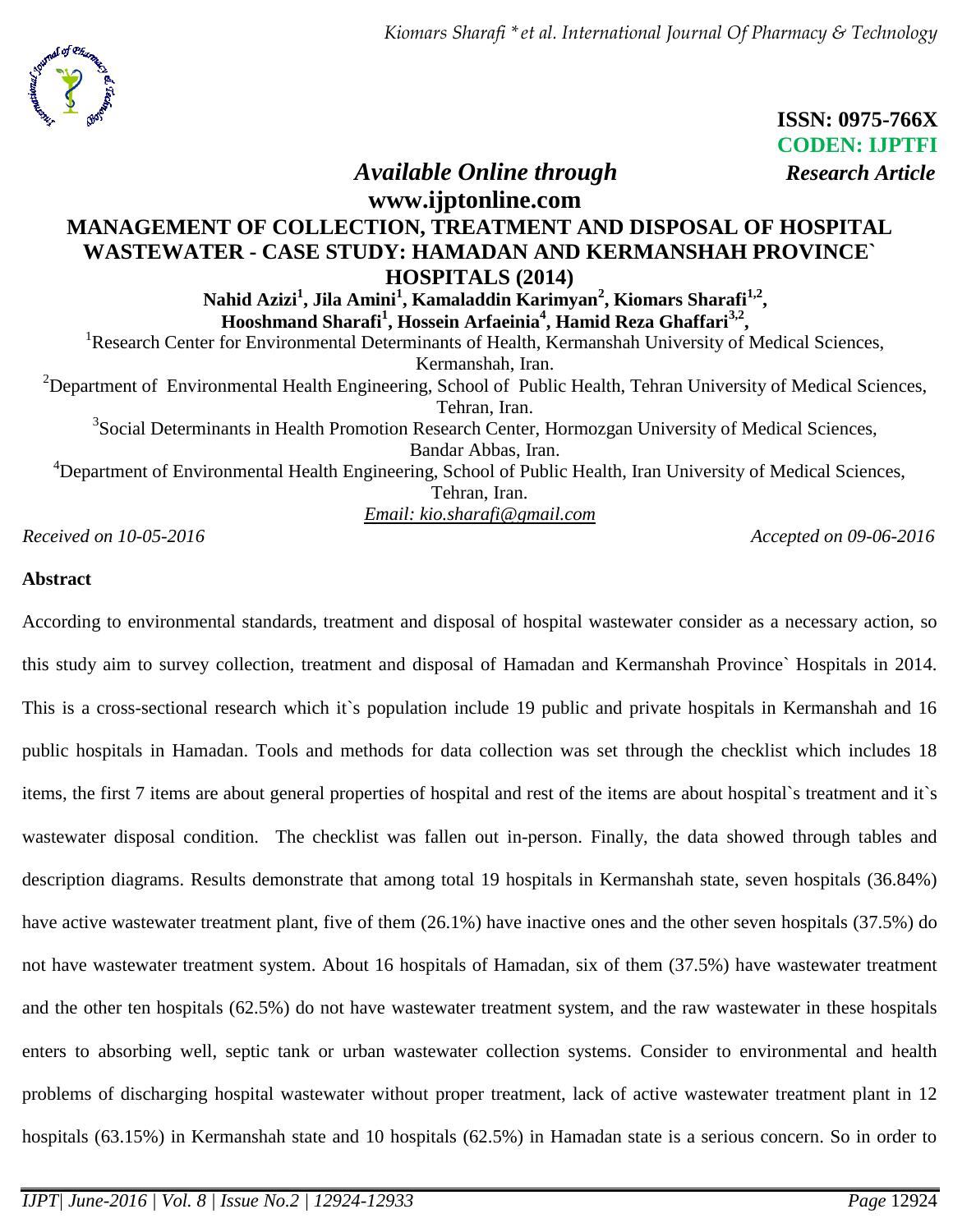ISSN: 0975-766X
CODEN: IJPTFI

*Available Online through* **www.ijptonline.com**

*Research Article*

# MANAGEMENT OF COLLECTION, TREATMENT AND DISPOSAL OF HOSPITAL WASTEWATER - CASE STUDY: HAMADAN AND KERMANSHAH PROVINCE` HOSPITALS (2014)

**Nahid Azizi[1], Jila Amini[1], Kamaladdin Karimyan[2], Kiomars Sharafi[1,2], Hooshmand Sharafi[1], Hossein Arfaeinia[4], Hamid Reza Ghaffari[3,2],**

[1]Research Center for Environmental Determinants of Health, Kermanshah University of Medical Sciences, Kermanshah, Iran.

[2]Department of Environmental Health Engineering, School of Public Health, Tehran University of Medical Sciences, Tehran, Iran.

[3]Social Determinants in Health Promotion Research Center, Hormozgan University of Medical Sciences, Bandar Abbas, Iran.

[4]Department of Environmental Health Engineering, School of Public Health, Iran University of Medical Sciences, Tehran, Iran.

*Email: kio.sharafi@gmail.com*

*Received on 10-05-2016* *Accepted on 09-06-2016*

## Abstract

According to environmental standards, treatment and disposal of hospital wastewater consider as a necessary action, so this study aim to survey collection, treatment and disposal of Hamadan and Kermanshah Province` Hospitals in 2014. This is a cross-sectional research which it`s population include 19 public and private hospitals in Kermanshah and 16 public hospitals in Hamadan. Tools and methods for data collection was set through the checklist which includes 18 items, the first 7 items are about general properties of hospital and rest of the items are about hospital`s treatment and it`s wastewater disposal condition. The checklist was fallen out in-person. Finally, the data showed through tables and description diagrams. Results demonstrate that among total 19 hospitals in Kermanshah state, seven hospitals (36.84%) have active wastewater treatment plant, five of them (26.1%) have inactive ones and the other seven hospitals (37.5%) do not have wastewater treatment system. About 16 hospitals of Hamadan, six of them (37.5%) have wastewater treatment and the other ten hospitals (62.5%) do not have wastewater treatment system, and the raw wastewater in these hospitals enters to absorbing well, septic tank or urban wastewater collection systems. Consider to environmental and health problems of discharging hospital wastewater without proper treatment, lack of active wastewater treatment plant in 12 hospitals (63.15%) in Kermanshah state and 10 hospitals (62.5%) in Hamadan state is a serious concern. So in order to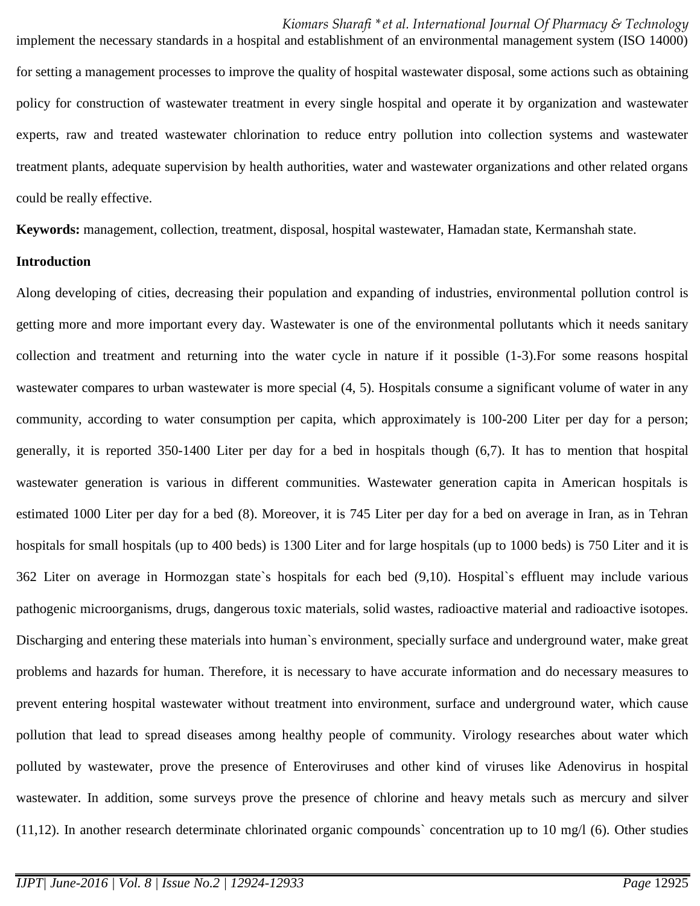implement the necessary standards in a hospital and establishment of an environmental management system (ISO 14000) for setting a management processes to improve the quality of hospital wastewater disposal, some actions such as obtaining policy for construction of wastewater treatment in every single hospital and operate it by organization and wastewater experts, raw and treated wastewater chlorination to reduce entry pollution into collection systems and wastewater treatment plants, adequate supervision by health authorities, water and wastewater organizations and other related organs could be really effective.

**Keywords:** management, collection, treatment, disposal, hospital wastewater, Hamadan state, Kermanshah state.

**Introduction**

Along developing of cities, decreasing their population and expanding of industries, environmental pollution control is getting more and more important every day. Wastewater is one of the environmental pollutants which it needs sanitary collection and treatment and returning into the water cycle in nature if it possible (1-3).For some reasons hospital wastewater compares to urban wastewater is more special (4, 5). Hospitals consume a significant volume of water in any community, according to water consumption per capita, which approximately is 100-200 Liter per day for a person; generally, it is reported 350-1400 Liter per day for a bed in hospitals though (6,7). It has to mention that hospital wastewater generation is various in different communities. Wastewater generation capita in American hospitals is estimated 1000 Liter per day for a bed (8). Moreover, it is 745 Liter per day for a bed on average in Iran, as in Tehran hospitals for small hospitals (up to 400 beds) is 1300 Liter and for large hospitals (up to 1000 beds) is 750 Liter and it is 362 Liter on average in Hormozgan state`s hospitals for each bed (9,10). Hospital`s effluent may include various pathogenic microorganisms, drugs, dangerous toxic materials, solid wastes, radioactive material and radioactive isotopes. Discharging and entering these materials into human`s environment, specially surface and underground water, make great problems and hazards for human. Therefore, it is necessary to have accurate information and do necessary measures to prevent entering hospital wastewater without treatment into environment, surface and underground water, which cause pollution that lead to spread diseases among healthy people of community. Virology researches about water which polluted by wastewater, prove the presence of Enteroviruses and other kind of viruses like Adenovirus in hospital wastewater. In addition, some surveys prove the presence of chlorine and heavy metals such as mercury and silver (11,12). In another research determinate chlorinated organic compounds` concentration up to 10 mg/l (6). Other studies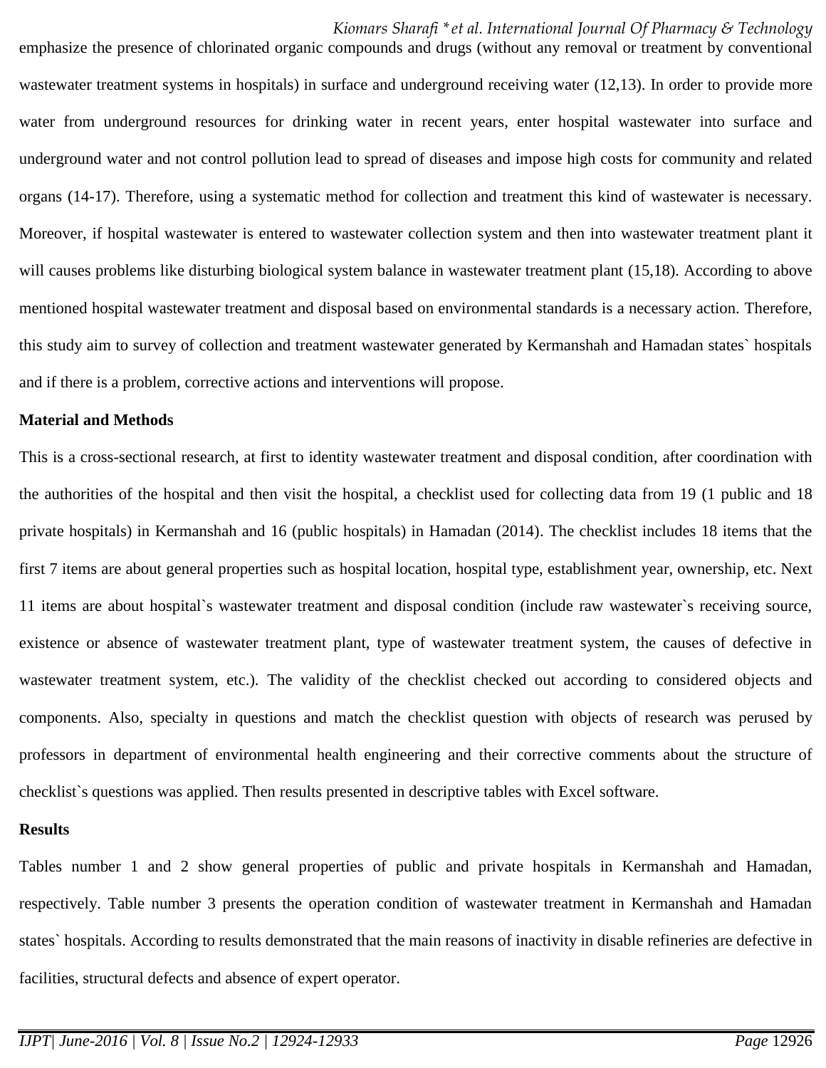emphasize the presence of chlorinated organic compounds and drugs (without any removal or treatment by conventional wastewater treatment systems in hospitals) in surface and underground receiving water (12,13). In order to provide more water from underground resources for drinking water in recent years, enter hospital wastewater into surface and underground water and not control pollution lead to spread of diseases and impose high costs for community and related organs (14-17). Therefore, using a systematic method for collection and treatment this kind of wastewater is necessary. Moreover, if hospital wastewater is entered to wastewater collection system and then into wastewater treatment plant it will causes problems like disturbing biological system balance in wastewater treatment plant (15,18). According to above mentioned hospital wastewater treatment and disposal based on environmental standards is a necessary action. Therefore, this study aim to survey of collection and treatment wastewater generated by Kermanshah and Hamadan states` hospitals and if there is a problem, corrective actions and interventions will propose.

**Material and Methods**

This is a cross-sectional research, at first to identity wastewater treatment and disposal condition, after coordination with the authorities of the hospital and then visit the hospital, a checklist used for collecting data from 19 (1 public and 18 private hospitals) in Kermanshah and 16 (public hospitals) in Hamadan (2014). The checklist includes 18 items that the first 7 items are about general properties such as hospital location, hospital type, establishment year, ownership, etc. Next 11 items are about hospital`s wastewater treatment and disposal condition (include raw wastewater`s receiving source, existence or absence of wastewater treatment plant, type of wastewater treatment system, the causes of defective in wastewater treatment system, etc.). The validity of the checklist checked out according to considered objects and components. Also, specialty in questions and match the checklist question with objects of research was perused by professors in department of environmental health engineering and their corrective comments about the structure of checklist`s questions was applied. Then results presented in descriptive tables with Excel software.

**Results**

Tables number 1 and 2 show general properties of public and private hospitals in Kermanshah and Hamadan, respectively. Table number 3 presents the operation condition of wastewater treatment in Kermanshah and Hamadan states` hospitals. According to results demonstrated that the main reasons of inactivity in disable refineries are defective in facilities, structural defects and absence of expert operator.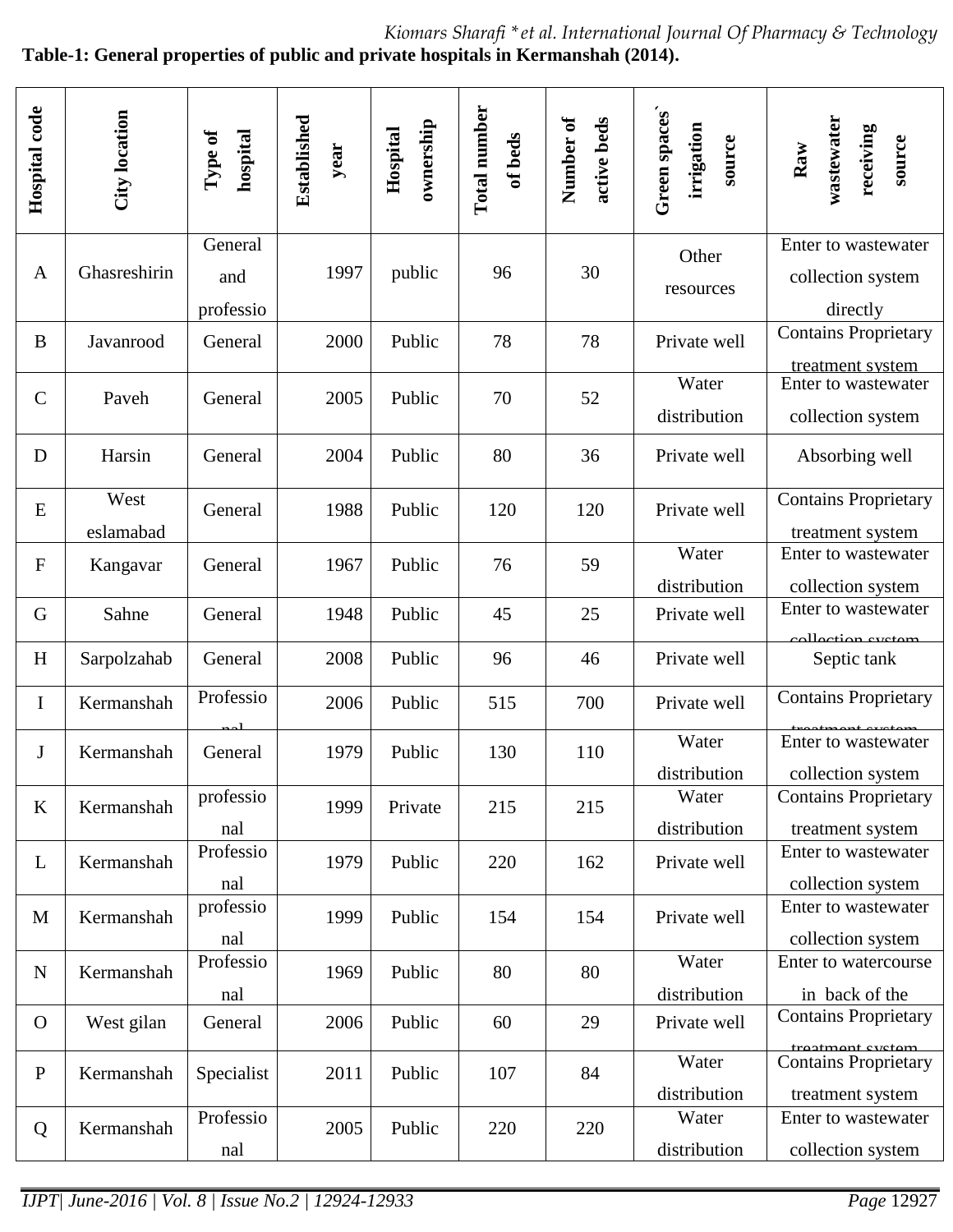**Table-1: General properties of public and private hospitals in Kermanshah (2014).**

| Hospital code | City location | Type of hospital | Established year | Hospital ownership | Total number of beds | Number of active beds | Green spaces´ irrigation source | Raw wastewater receiving source |
|---|---|---|---|---|---|---|---|---|
| A | Ghasreshirin | General and professio | 1997 | public | 96 | 30 | Other resources | Enter to wastewater collection system directly |
| B | Javanrood | General | 2000 | Public | 78 | 78 | Private well | Contains Proprietary treatment system |
| C | Paveh | General | 2005 | Public | 70 | 52 | Water distribution | Enter to wastewater collection system |
| D | Harsin | General | 2004 | Public | 80 | 36 | Private well | Absorbing well |
| E | West eslamabad | General | 1988 | Public | 120 | 120 | Private well | Contains Proprietary treatment system |
| F | Kangavar | General | 1967 | Public | 76 | 59 | Water distribution | Enter to wastewater collection system |
| G | Sahne | General | 1948 | Public | 45 | 25 | Private well | Enter to wastewater collection system |
| H | Sarpolzahab | General | 2008 | Public | 96 | 46 | Private well | Septic tank |
| I | Kermanshah | Professional | 2006 | Public | 515 | 700 | Private well | Contains Proprietary treatment system |
| J | Kermanshah | General | 1979 | Public | 130 | 110 | Water distribution | Enter to wastewater collection system |
| K | Kermanshah | professional | 1999 | Private | 215 | 215 | Water distribution | Contains Proprietary treatment system |
| L | Kermanshah | Professional | 1979 | Public | 220 | 162 | Private well | Enter to wastewater collection system |
| M | Kermanshah | professional | 1999 | Public | 154 | 154 | Private well | Enter to wastewater collection system |
| N | Kermanshah | Professional | 1969 | Public | 80 | 80 | Water distribution | Enter to watercourse in back of the |
| O | West gilan | General | 2006 | Public | 60 | 29 | Private well | Contains Proprietary treatment system |
| P | Kermanshah | Specialist | 2011 | Public | 107 | 84 | Water distribution | Contains Proprietary treatment system |
| Q | Kermanshah | Professional | 2005 | Public | 220 | 220 | Water distribution | Enter to wastewater collection system |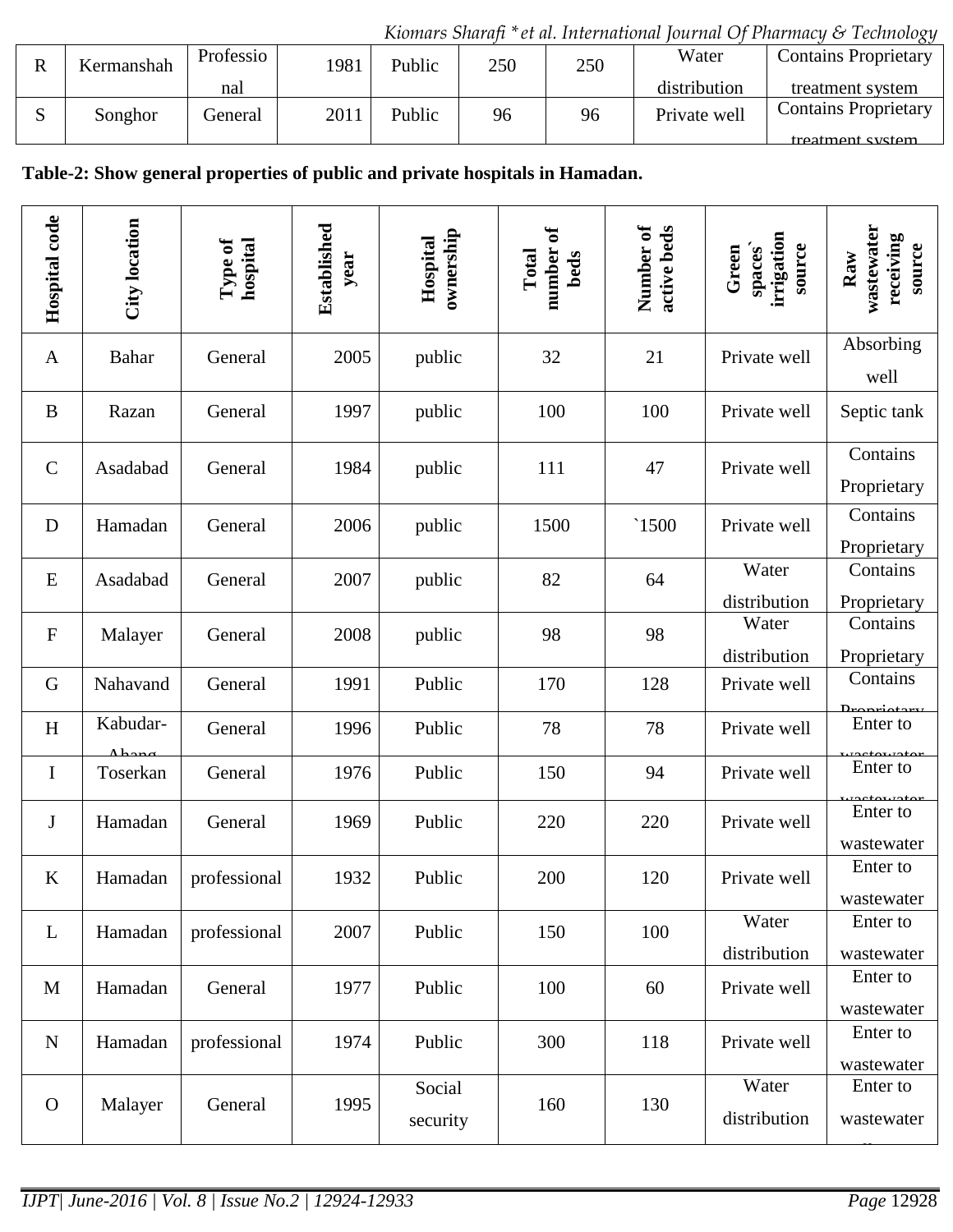| R | Kermanshah | Professional | 1981 | Public | 250 | 250 | Water distribution | Contains Proprietary treatment system |
|---|---|---|---|---|---|---|---|---|
| S | Songhor | General | 2011 | Public | 96 | 96 | Private well | Contains Proprietary treatment system |

**Table-2: Show general properties of public and private hospitals in Hamadan.**

| Hospital code | City location | Type of hospital | Established year | Hospital ownership | Total number of beds | Number of active beds | Green spaces` irrigation source | Raw wastewater receiving source |
|---|---|---|---|---|---|---|---|---|
| A | Bahar | General | 2005 | public | 32 | 21 | Private well | Absorbing well |
| B | Razan | General | 1997 | public | 100 | 100 | Private well | Septic tank |
| C | Asadabad | General | 1984 | public | 111 | 47 | Private well | Contains Proprietary |
| D | Hamadan | General | 2006 | public | 1500 | `1500 | Private well | Contains Proprietary |
| E | Asadabad | General | 2007 | public | 82 | 64 | Water distribution | Contains Proprietary |
| F | Malayer | General | 2008 | public | 98 | 98 | Water distribution | Contains Proprietary |
| G | Nahavand | General | 1991 | Public | 170 | 128 | Private well | Contains Proprietary |
| H | Kabudar-Ahang | General | 1996 | Public | 78 | 78 | Private well | Enter to wastewater |
| I | Toserkan | General | 1976 | Public | 150 | 94 | Private well | Enter to wastewater |
| J | Hamadan | General | 1969 | Public | 220 | 220 | Private well | Enter to wastewater |
| K | Hamadan | professional | 1932 | Public | 200 | 120 | Private well | Enter to wastewater |
| L | Hamadan | professional | 2007 | Public | 150 | 100 | Water distribution | Enter to wastewater |
| M | Hamadan | General | 1977 | Public | 100 | 60 | Private well | Enter to wastewater |
| N | Hamadan | professional | 1974 | Public | 300 | 118 | Private well | Enter to wastewater |
| O | Malayer | General | 1995 | Social security | 160 | 130 | Water distribution | Enter to wastewater |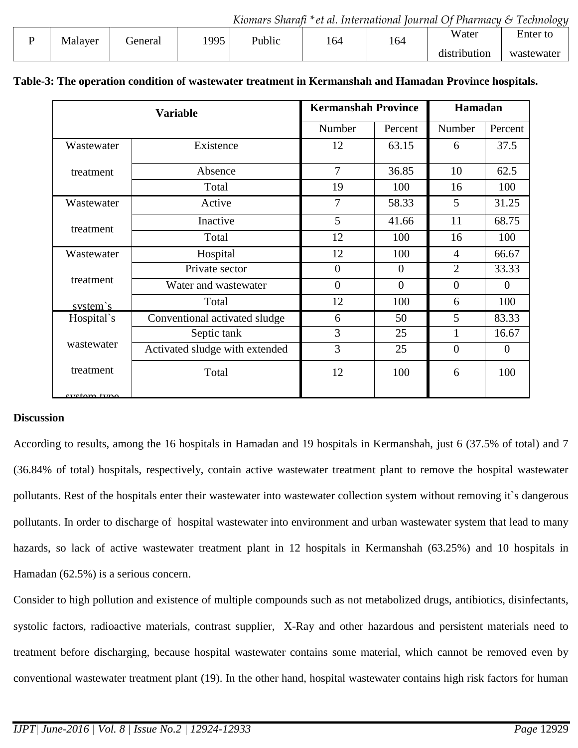| P | Malayer | General | 1995 | Public | 164 | 164 | Water distribution | Enter to wastewater |
|---|---|---|---|---|---|---|---|---|

**Table-3: The operation condition of wastewater treatment in Kermanshah and Hamadan Province hospitals.**

| Variable | | Kermanshah Province | | Hamadan | |
|---|---|---|---|---|---|
| | | Number | Percent | Number | Percent |
| Wastewater treatment | Existence | 12 | 63.15 | 6 | 37.5 |
| | Absence | 7 | 36.85 | 10 | 62.5 |
| | Total | 19 | 100 | 16 | 100 |
| Wastewater treatment | Active | 7 | 58.33 | 5 | 31.25 |
| | Inactive | 5 | 41.66 | 11 | 68.75 |
| | Total | 12 | 100 | 16 | 100 |
| Wastewater treatment system`s | Hospital | 12 | 100 | 4 | 66.67 |
| | Private sector | 0 | 0 | 2 | 33.33 |
| | Water and wastewater | 0 | 0 | 0 | 0 |
| | Total | 12 | 100 | 6 | 100 |
| Hospital`s wastewater treatment system type | Conventional activated sludge | 6 | 50 | 5 | 83.33 |
| | Septic tank | 3 | 25 | 1 | 16.67 |
| | Activated sludge with extended | 3 | 25 | 0 | 0 |
| | Total | 12 | 100 | 6 | 100 |

**Discussion**

According to results, among the 16 hospitals in Hamadan and 19 hospitals in Kermanshah, just 6 (37.5% of total) and 7 (36.84% of total) hospitals, respectively, contain active wastewater treatment plant to remove the hospital wastewater pollutants. Rest of the hospitals enter their wastewater into wastewater collection system without removing it`s dangerous pollutants. In order to discharge of hospital wastewater into environment and urban wastewater system that lead to many hazards, so lack of active wastewater treatment plant in 12 hospitals in Kermanshah (63.25%) and 10 hospitals in Hamadan (62.5%) is a serious concern.

Consider to high pollution and existence of multiple compounds such as not metabolized drugs, antibiotics, disinfectants, systolic factors, radioactive materials, contrast supplier, X-Ray and other hazardous and persistent materials need to treatment before discharging, because hospital wastewater contains some material, which cannot be removed even by conventional wastewater treatment plant (19). In the other hand, hospital wastewater contains high risk factors for human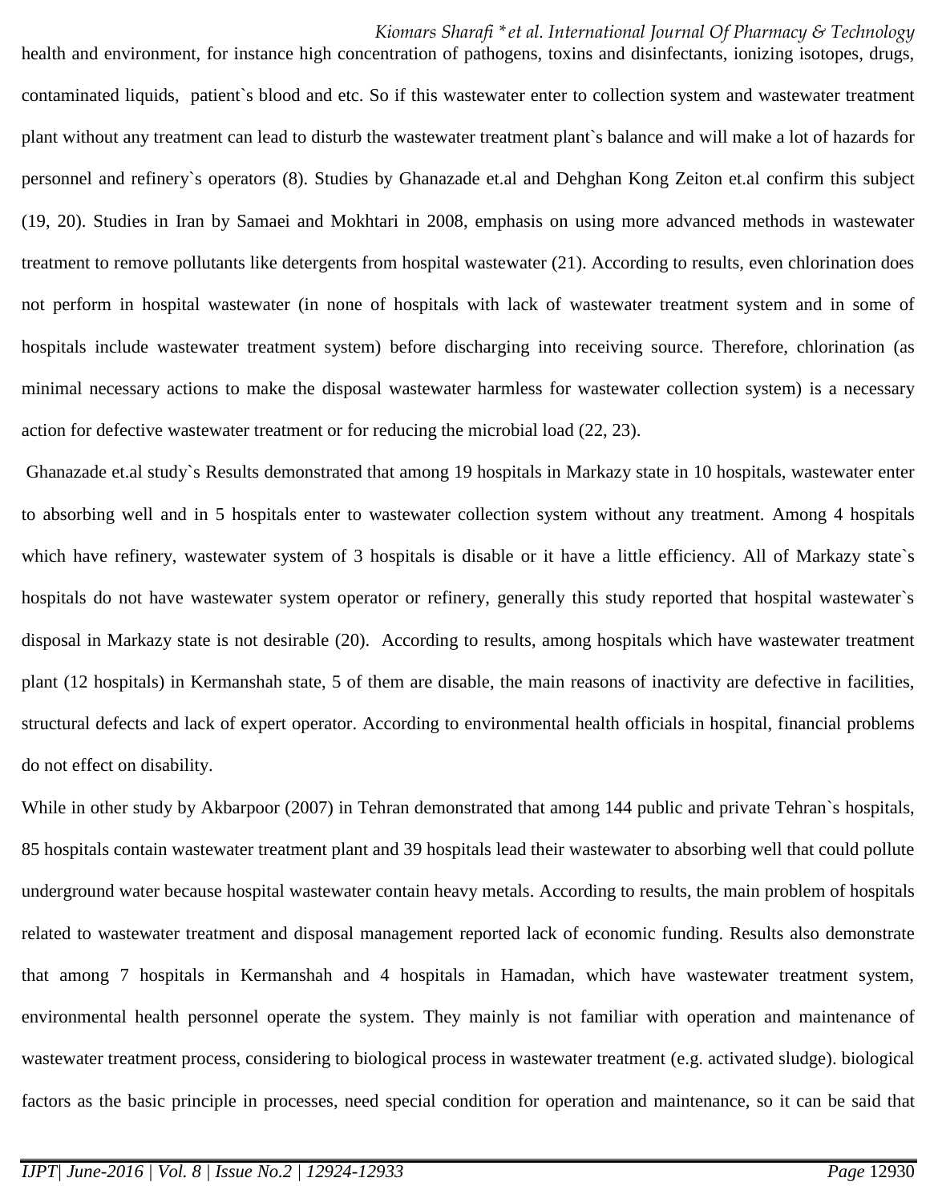health and environment, for instance high concentration of pathogens, toxins and disinfectants, ionizing isotopes, drugs, contaminated liquids, patient`s blood and etc. So if this wastewater enter to collection system and wastewater treatment plant without any treatment can lead to disturb the wastewater treatment plant`s balance and will make a lot of hazards for personnel and refinery`s operators (8). Studies by Ghanazade et.al and Dehghan Kong Zeiton et.al confirm this subject (19, 20). Studies in Iran by Samaei and Mokhtari in 2008, emphasis on using more advanced methods in wastewater treatment to remove pollutants like detergents from hospital wastewater (21). According to results, even chlorination does not perform in hospital wastewater (in none of hospitals with lack of wastewater treatment system and in some of hospitals include wastewater treatment system) before discharging into receiving source. Therefore, chlorination (as minimal necessary actions to make the disposal wastewater harmless for wastewater collection system) is a necessary action for defective wastewater treatment or for reducing the microbial load (22, 23).

Ghanazade et.al study`s Results demonstrated that among 19 hospitals in Markazy state in 10 hospitals, wastewater enter to absorbing well and in 5 hospitals enter to wastewater collection system without any treatment. Among 4 hospitals which have refinery, wastewater system of 3 hospitals is disable or it have a little efficiency. All of Markazy state`s hospitals do not have wastewater system operator or refinery, generally this study reported that hospital wastewater`s disposal in Markazy state is not desirable (20). According to results, among hospitals which have wastewater treatment plant (12 hospitals) in Kermanshah state, 5 of them are disable, the main reasons of inactivity are defective in facilities, structural defects and lack of expert operator. According to environmental health officials in hospital, financial problems do not effect on disability.

While in other study by Akbarpoor (2007) in Tehran demonstrated that among 144 public and private Tehran`s hospitals, 85 hospitals contain wastewater treatment plant and 39 hospitals lead their wastewater to absorbing well that could pollute underground water because hospital wastewater contain heavy metals. According to results, the main problem of hospitals related to wastewater treatment and disposal management reported lack of economic funding. Results also demonstrate that among 7 hospitals in Kermanshah and 4 hospitals in Hamadan, which have wastewater treatment system, environmental health personnel operate the system. They mainly is not familiar with operation and maintenance of wastewater treatment process, considering to biological process in wastewater treatment (e.g. activated sludge). biological factors as the basic principle in processes, need special condition for operation and maintenance, so it can be said that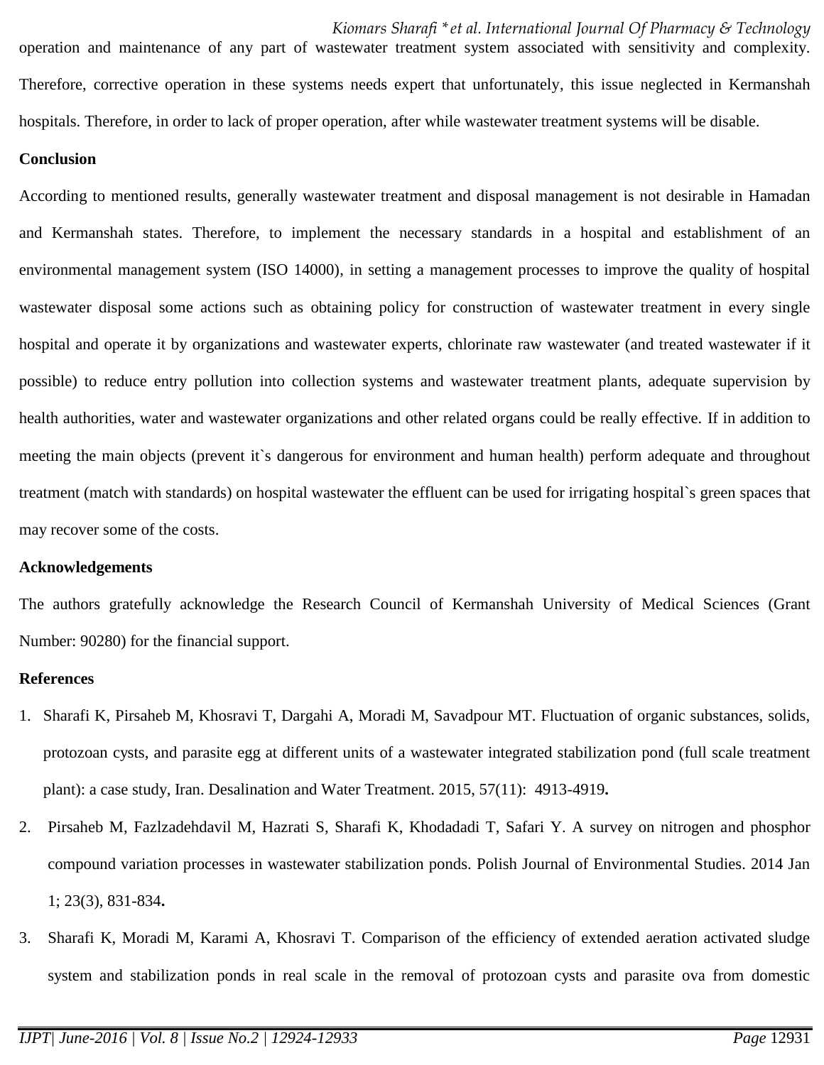operation and maintenance of any part of wastewater treatment system associated with sensitivity and complexity. Therefore, corrective operation in these systems needs expert that unfortunately, this issue neglected in Kermanshah hospitals. Therefore, in order to lack of proper operation, after while wastewater treatment systems will be disable.

**Conclusion**

According to mentioned results, generally wastewater treatment and disposal management is not desirable in Hamadan and Kermanshah states. Therefore, to implement the necessary standards in a hospital and establishment of an environmental management system (ISO 14000), in setting a management processes to improve the quality of hospital wastewater disposal some actions such as obtaining policy for construction of wastewater treatment in every single hospital and operate it by organizations and wastewater experts, chlorinate raw wastewater (and treated wastewater if it possible) to reduce entry pollution into collection systems and wastewater treatment plants, adequate supervision by health authorities, water and wastewater organizations and other related organs could be really effective. If in addition to meeting the main objects (prevent it`s dangerous for environment and human health) perform adequate and throughout treatment (match with standards) on hospital wastewater the effluent can be used for irrigating hospital`s green spaces that may recover some of the costs.

**Acknowledgements**

The authors gratefully acknowledge the Research Council of Kermanshah University of Medical Sciences (Grant Number: 90280) for the financial support.

**References**

1. Sharafi K, Pirsaheb M, Khosravi T, Dargahi A, Moradi M, Savadpour MT. Fluctuation of organic substances, solids, protozoan cysts, and parasite egg at different units of a wastewater integrated stabilization pond (full scale treatment plant): a case study, Iran. Desalination and Water Treatment. 2015, 57(11): 4913-4919**.**
2. Pirsaheb M, Fazlzadehdavil M, Hazrati S, Sharafi K, Khodadadi T, Safari Y. A survey on nitrogen and phosphor compound variation processes in wastewater stabilization ponds. Polish Journal of Environmental Studies. 2014 Jan 1; 23(3), 831-834**.**
3. Sharafi K, Moradi M, Karami A, Khosravi T. Comparison of the efficiency of extended aeration activated sludge system and stabilization ponds in real scale in the removal of protozoan cysts and parasite ova from domestic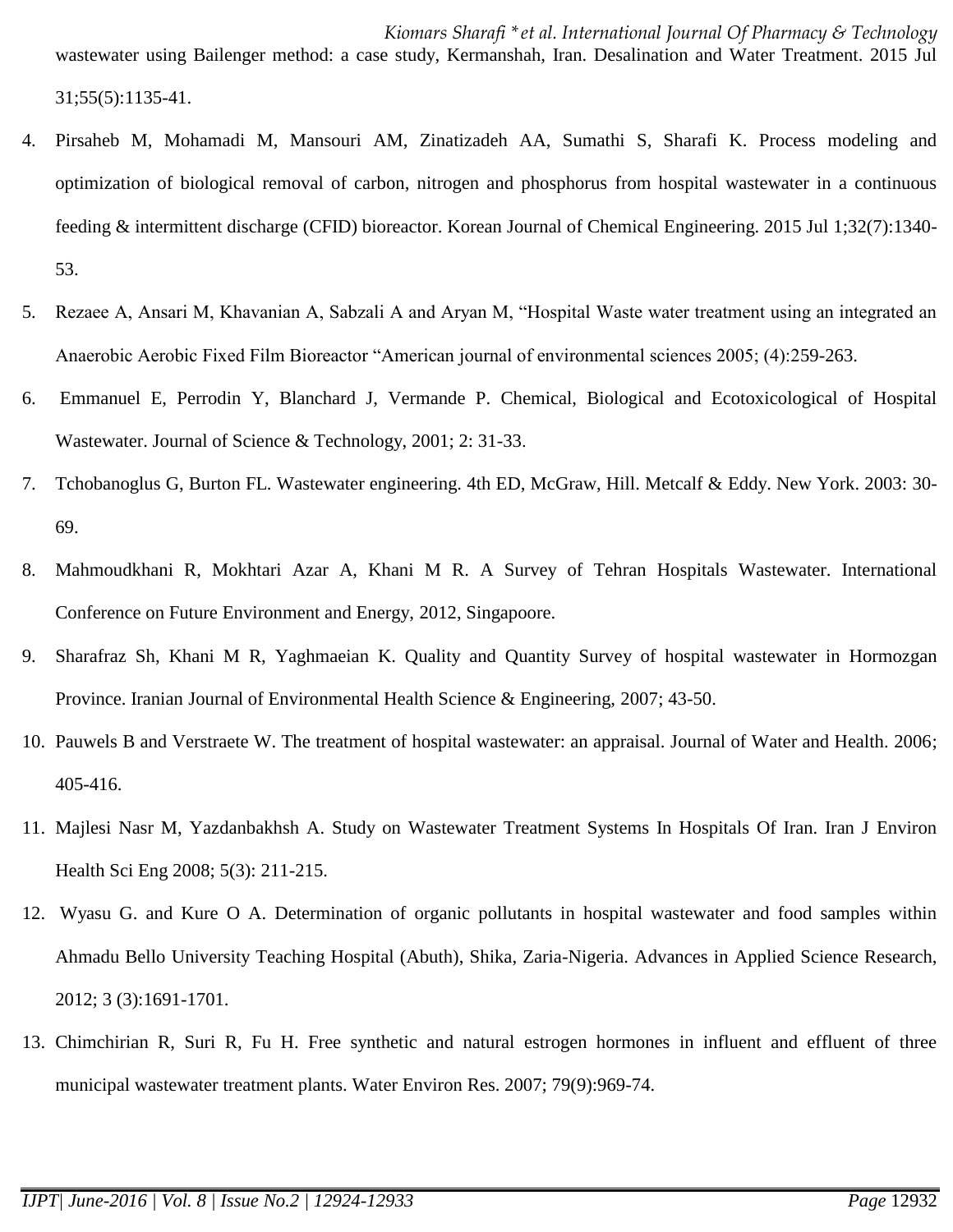wastewater using Bailenger method: a case study, Kermanshah, Iran. Desalination and Water Treatment. 2015 Jul 31;55(5):1135-41.

4. Pirsaheb M, Mohamadi M, Mansouri AM, Zinatizadeh AA, Sumathi S, Sharafi K. Process modeling and optimization of biological removal of carbon, nitrogen and phosphorus from hospital wastewater in a continuous feeding & intermittent discharge (CFID) bioreactor. Korean Journal of Chemical Engineering. 2015 Jul 1;32(7):1340-53.
5. Rezaee A, Ansari M, Khavanian A, Sabzali A and Aryan M, "Hospital Waste water treatment using an integrated an Anaerobic Aerobic Fixed Film Bioreactor "American journal of environmental sciences 2005; (4):259-263.
6. Emmanuel E, Perrodin Y, Blanchard J, Vermande P. Chemical, Biological and Ecotoxicological of Hospital Wastewater. Journal of Science & Technology, 2001; 2: 31-33.
7. Tchobanoglus G, Burton FL. Wastewater engineering. 4th ED, McGraw, Hill. Metcalf & Eddy. New York. 2003: 30-69.
8. Mahmoudkhani R, Mokhtari Azar A, Khani M R. A Survey of Tehran Hospitals Wastewater. International Conference on Future Environment and Energy, 2012, Singapoore.
9. Sharafraz Sh, Khani M R, Yaghmaeian K. Quality and Quantity Survey of hospital wastewater in Hormozgan Province. Iranian Journal of Environmental Health Science & Engineering, 2007; 43-50.
10. Pauwels B and Verstraete W. The treatment of hospital wastewater: an appraisal. Journal of Water and Health. 2006; 405-416.
11. Majlesi Nasr M, Yazdanbakhsh A. Study on Wastewater Treatment Systems In Hospitals Of Iran. Iran J Environ Health Sci Eng 2008; 5(3): 211-215.
12. Wyasu G. and Kure O A. Determination of organic pollutants in hospital wastewater and food samples within Ahmadu Bello University Teaching Hospital (Abuth), Shika, Zaria-Nigeria. Advances in Applied Science Research, 2012; 3 (3):1691-1701.
13. Chimchirian R, Suri R, Fu H. Free synthetic and natural estrogen hormones in influent and effluent of three municipal wastewater treatment plants. Water Environ Res. 2007; 79(9):969-74.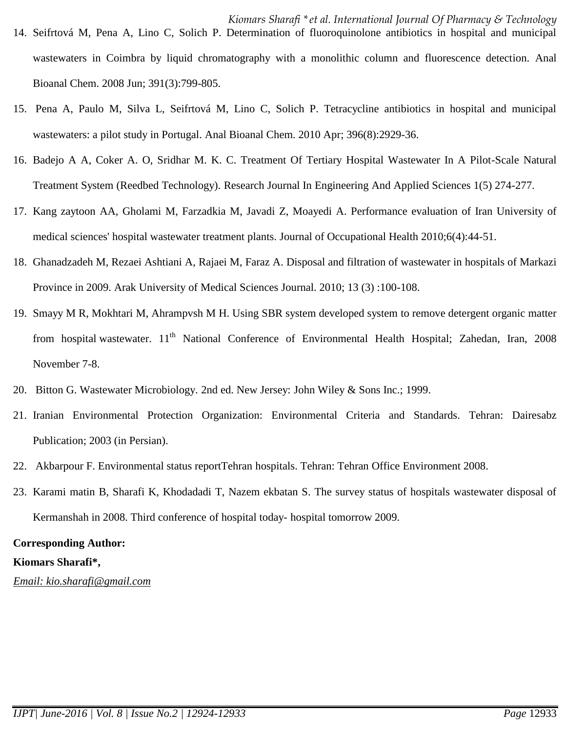14. Seifrtová M, Pena A, Lino C, Solich P. Determination of fluoroquinolone antibiotics in hospital and municipal wastewaters in Coimbra by liquid chromatography with a monolithic column and fluorescence detection. Anal Bioanal Chem. 2008 Jun; 391(3):799-805.
15. Pena A, Paulo M, Silva L, Seifrtová M, Lino C, Solich P. Tetracycline antibiotics in hospital and municipal wastewaters: a pilot study in Portugal. Anal Bioanal Chem. 2010 Apr; 396(8):2929-36.
16. Badejo A A, Coker A. O, Sridhar M. K. C. Treatment Of Tertiary Hospital Wastewater In A Pilot-Scale Natural Treatment System (Reedbed Technology). Research Journal In Engineering And Applied Sciences 1(5) 274-277.
17. Kang zaytoon AA, Gholami M, Farzadkia M, Javadi Z, Moayedi A. Performance evaluation of Iran University of medical sciences' hospital wastewater treatment plants. Journal of Occupational Health 2010;6(4):44-51.
18. Ghanadzadeh M, Rezaei Ashtiani A, Rajaei M, Faraz A. Disposal and filtration of wastewater in hospitals of Markazi Province in 2009. Arak University of Medical Sciences Journal. 2010; 13 (3) :100-108.
19. Smayy M R, Mokhtari M, Ahrampvsh M H. Using SBR system developed system to remove detergent organic matter from hospital wastewater. 11th National Conference of Environmental Health Hospital; Zahedan, Iran, 2008 November 7-8.
20. Bitton G. Wastewater Microbiology. 2nd ed. New Jersey: John Wiley & Sons Inc.; 1999.
21. Iranian Environmental Protection Organization: Environmental Criteria and Standards. Tehran: Dairesabz Publication; 2003 (in Persian).
22. Akbarpour F. Environmental status reportTehran hospitals. Tehran: Tehran Office Environment 2008.
23. Karami matin B, Sharafi K, Khodadadi T, Nazem ekbatan S. The survey status of hospitals wastewater disposal of Kermanshah in 2008. Third conference of hospital today- hospital tomorrow 2009.

**Corresponding Author:**

**Kiomars Sharafi*,**

*Email: kio.sharafi@gmail.com*